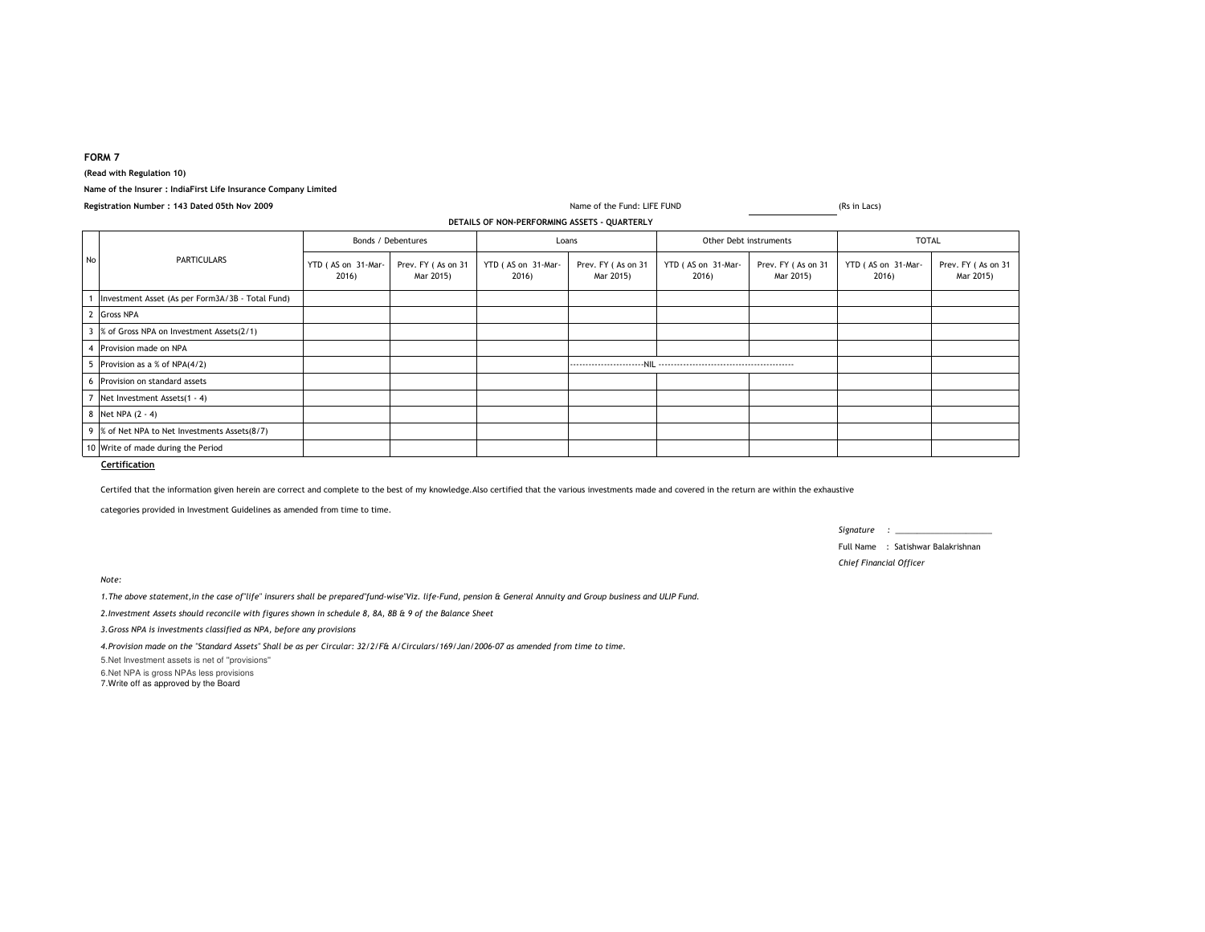**FORM 7**

**(Read with Regulation 10)**

**Name of the Insurer : IndiaFirst Life Insurance Company Limited**

**Registration Number : 143 Dated 05th Nov 2009**

Name of the Fund: LIFE FUND

(Rs in Lacs)

**DETAILS OF NON-PERFORMING ASSETS - QUARTERLY**

| No | PARTICULARS | Bonds / Debentures | | Loans | | Other Debt instruments | | TOTAL | |
|---|---|---|---|---|---|---|---|---|---|
| | | YTD ( AS on 31-Mar-2016) | Prev. FY ( As on 31 Mar 2015) | YTD ( AS on 31-Mar-2016) | Prev. FY ( As on 31 Mar 2015) | YTD ( AS on 31-Mar-2016) | Prev. FY ( As on 31 Mar 2015) | YTD ( AS on 31-Mar-2016) | Prev. FY ( As on 31 Mar 2015) |
| 1 | Investment Asset (As per Form3A/3B - Total Fund) | | | | | | | | |
| 2 | Gross NPA | | | | | | | | |
| 3 | % of Gross NPA on Investment Assets(2/1) | | | | | | | | |
| 4 | Provision made on NPA | | | | | | | | |
| 5 | Provision as a % of NPA(4/2) | | | | -----------------------NIL ------------------------------------------- | | | | |
| 6 | Provision on standard assets | | | | | | | | |
| 7 | Net Investment Assets(1 - 4) | | | | | | | | |
| 8 | Net NPA (2 - 4) | | | | | | | | |
| 9 | % of Net NPA to Net Investments Assets(8/7) | | | | | | | | |
| 10 | Write of made during the Period | | | | | | | | |

**Certification**

Certifed that the information given herein are correct and complete to the best of my knowledge.Also certified that the various investments made and covered in the return are within the exhaustive categories provided in Investment Guidelines as amended from time to time.

*Signature :* \_\_\_\_\_\_\_\_\_\_\_\_\_\_\_\_\_\_\_\_\_\_

Full Name : Satishwar Balakrishnan

*Chief Financial Officer*

*Note:*

*1.The above statement,in the case of"life" insurers shall be prepared"fund-wise"Viz. life-Fund, pension & General Annuity and Group business and ULIP Fund.*

*2.Investment Assets should reconcile with figures shown in schedule 8, 8A, 8B & 9 of the Balance Sheet*

*3.Gross NPA is investments classified as NPA, before any provisions*

*4.Provision made on the "Standard Assets" Shall be as per Circular: 32/2/F& A/Circulars/169/Jan/2006-07 as amended from time to time.*

5.Net Investment assets is net of ''provisions''

6.Net NPA is gross NPAs less provisions

7.Write off as approved by the Board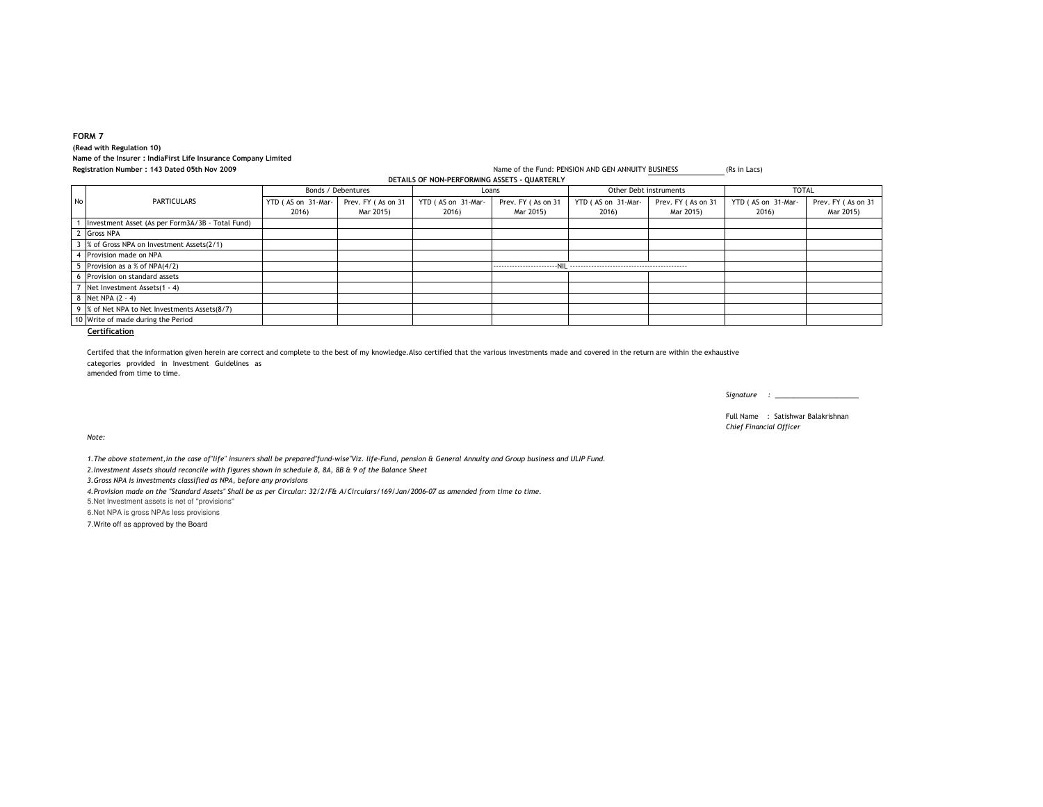**FORM 7**

**(Read with Regulation 10)**

**Name of the Insurer : IndiaFirst Life Insurance Company Limited**

**Registration Number : 143 Dated 05th Nov 2009**

Name of the Fund: PENSION AND GEN ANNUITY BUSINESS (Rs in Lacs)

**DETAILS OF NON-PERFORMING ASSETS - QUARTERLY**

| No | PARTICULARS | Bonds / Debentures | | Loans | | Other Debt instruments | | TOTAL | |
|---|---|---|---|---|---|---|---|---|---|
| | | YTD ( AS on 31-Mar-2016) | Prev. FY ( As on 31 Mar 2015) | YTD ( AS on 31-Mar-2016) | Prev. FY ( As on 31 Mar 2015) | YTD ( AS on 31-Mar-2016) | Prev. FY ( As on 31 Mar 2015) | YTD ( AS on 31-Mar-2016) | Prev. FY ( As on 31 Mar 2015) |
| 1 | Investment Asset (As per Form3A/3B - Total Fund) | | | | | | | | |
| 2 | Gross NPA | | | | | | | | |
| 3 | % of Gross NPA on Investment Assets(2/1) | | | | | | | | |
| 4 | Provision made on NPA | | | | | | | | |
| 5 | Provision as a % of NPA(4/2) | | | | -----------------------NIL ------------------------------------------- | | | | |
| 6 | Provision on standard assets | | | | | | | | |
| 7 | Net Investment Assets(1 - 4) | | | | | | | | |
| 8 | Net NPA (2 - 4) | | | | | | | | |
| 9 | % of Net NPA to Net Investments Assets(8/7) | | | | | | | | |
| 10 | Write of made during the Period | | | | | | | | |

**Certification**

Certifed that the information given herein are correct and complete to the best of my knowledge.Also certified that the various investments made and covered in the return are within the exhaustive categories provided in Investment Guidelines as amended from time to time.

*Signature* : ______________________

Full Name : Satishwar Balakrishnan
*Chief Financial Officer*

*Note:*

*1.The above statement,in the case of"life" insurers shall be prepared"fund-wise"Viz. life-Fund, pension & General Annuity and Group business and ULIP Fund.*

*2.Investment Assets should reconcile with figures shown in schedule 8, 8A, 8B & 9 of the Balance Sheet*

*3.Gross NPA is investments classified as NPA, before any provisions*

*4.Provision made on the "Standard Assets" Shall be as per Circular: 32/2/F& A/Circulars/169/Jan/2006-07 as amended from time to time.*

5.Net Investment assets is net of ''provisions''

6.Net NPA is gross NPAs less provisions

7.Write off as approved by the Board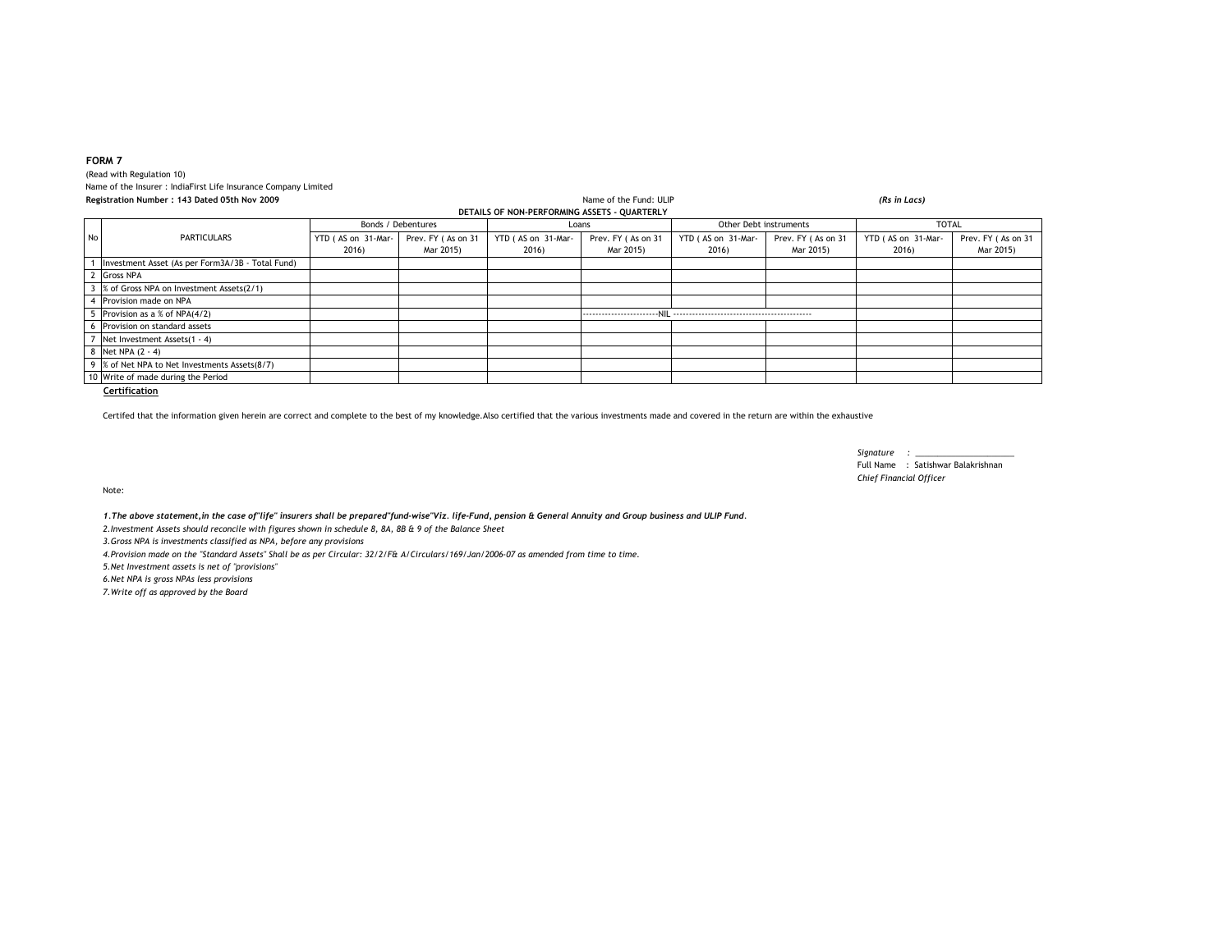**FORM 7**

(Read with Regulation 10)

Name of the Insurer : IndiaFirst Life Insurance Company Limited

**Registration Number : 143 Dated 05th Nov 2009**

Name of the Fund: ULIP

***(Rs in Lacs)***

**DETAILS OF NON-PERFORMING ASSETS - QUARTERLY**

| No | PARTICULARS | Bonds / Debentures | | Loans | | Other Debt instruments | | TOTAL | |
|---|---|---|---|---|---|---|---|---|---|
| | | YTD ( AS on 31-Mar-2016) | Prev. FY ( As on 31 Mar 2015) | YTD ( AS on 31-Mar-2016) | Prev. FY ( As on 31 Mar 2015) | YTD ( AS on 31-Mar-2016) | Prev. FY ( As on 31 Mar 2015) | YTD ( AS on 31-Mar-2016) | Prev. FY ( As on 31 Mar 2015) |
| 1 | Investment Asset (As per Form3A/3B - Total Fund) | | | | | | | | |
| 2 | Gross NPA | | | | | | | | |
| 3 | % of Gross NPA on Investment Assets(2/1) | | | | | | | | |
| 4 | Provision made on NPA | | | | | | | | |
| 5 | Provision as a % of NPA(4/2) | | | | ------------------------NIL | ------------------------------------------- | | | |
| 6 | Provision on standard assets | | | | | | | | |
| 7 | Net Investment Assets(1 - 4) | | | | | | | | |
| 8 | Net NPA (2 - 4) | | | | | | | | |
| 9 | % of Net NPA to Net Investments Assets(8/7) | | | | | | | | |
| 10 | Write of made during the Period | | | | | | | | |

**Certification**

Certifed that the information given herein are correct and complete to the best of my knowledge.Also certified that the various investments made and covered in the return are within the exhaustive

*Signature* : ____________________

Full Name : Satishwar Balakrishnan

*Chief Financial Officer*

Note:

***1.The above statement,in the case of"life" insurers shall be prepared"fund-wise"Viz. life-Fund, pension & General Annuity and Group business and ULIP Fund.***

*2.Investment Assets should reconcile with figures shown in schedule 8, 8A, 8B & 9 of the Balance Sheet*

*3.Gross NPA is investments classified as NPA, before any provisions*

*4.Provision made on the "Standard Assets" Shall be as per Circular: 32/2/F& A/Circulars/169/Jan/2006-07 as amended from time to time.*

*5.Net Investment assets is net of "provisions"*

*6.Net NPA is gross NPAs less provisions*

*7.Write off as approved by the Board*